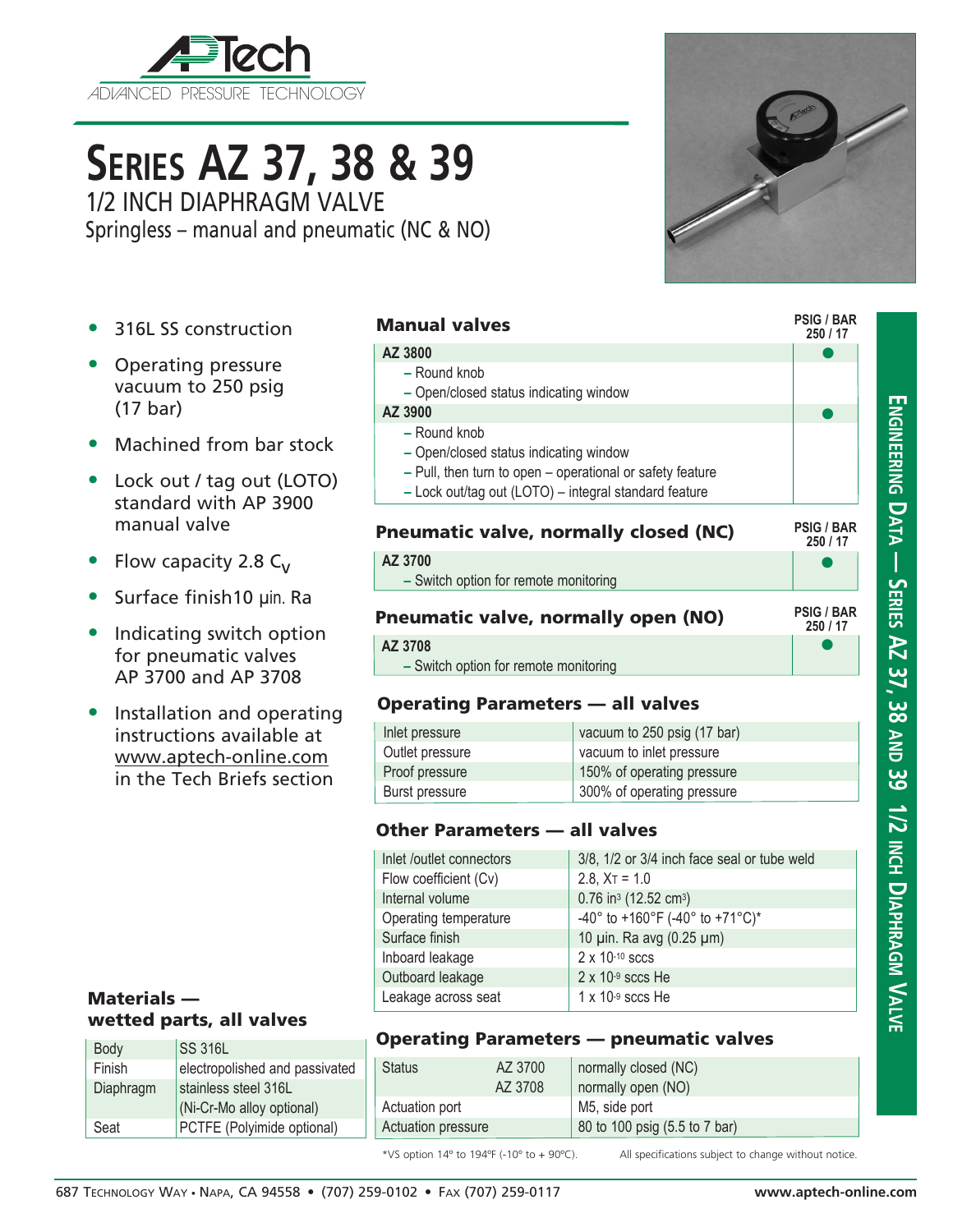# SERIES AZ 37, 38 & 39

## 1/2 INCH DIAPHRAGM VALVE

Springless – manual and pneumatic (NC & NO)

- 316L SS construction
- Operating pressure vacuum to 250 psig (17 bar)
- Machined from bar stock
- Lock out / tag out (LOTO) standard with AP 3900 manual valve
- Flow capacity 2.8 $C_V$
- Surface finish10 µin. Ra
- Indicating switch option for pneumatic valves AP 3700 and AP 3708
- Installation and operating instructions available at www.aptech-online.com in the Tech Briefs section

### Manual valves

| | PSIG / BAR 250 / 17 |
|---|---|
| **AZ 3800** | ● |
| – Round knob | |
| – Open/closed status indicating window | |
| **AZ 3900** | ● |
| – Round knob | |
| – Open/closed status indicating window | |
| – Pull, then turn to open – operational or safety feature | |
| – Lock out/tag out (LOTO) – integral standard feature | |

### Pneumatic valve, normally closed (NC)

| | PSIG / BAR 250 / 17 |
|---|---|
| **AZ 3700** | ● |
| – Switch option for remote monitoring | |

### Pneumatic valve, normally open (NO)

| | PSIG / BAR 250 / 17 |
|---|---|
| **AZ 3708** | ● |
| – Switch option for remote monitoring | |

### Operating Parameters — all valves

| | |
|---|---|
| Inlet pressure | vacuum to 250 psig (17 bar) |
| Outlet pressure | vacuum to inlet pressure |
| Proof pressure | 150% of operating pressure |
| Burst pressure | 300% of operating pressure |

### Other Parameters — all valves

| | |
|---|---|
| Inlet /outlet connectors | 3/8, 1/2 or 3/4 inch face seal or tube weld |
| Flow coefficient (Cv) | 2.8, $X_T$ = 1.0 |
| Internal volume | 0.76 in³ (12.52 cm³) |
| Operating temperature | -40° to +160°F (-40° to +71°C)* |
| Surface finish | 10 µin. Ra avg (0.25 µm) |
| Inboard leakage | 2 x $10^{-10}$ sccs |
| Outboard leakage | 2 x $10^{-9}$ sccs He |
| Leakage across seat | 1 x $10^{-9}$ sccs He |

### Materials — wetted parts, all valves

| | |
|---|---|
| Body | SS 316L |
| Finish | electropolished and passivated |
| Diaphragm | stainless steel 316L (Ni-Cr-Mo alloy optional) |
| Seat | PCTFE (Polyimide optional) |

### Operating Parameters — pneumatic valves

| | | |
|---|---|---|
| Status | AZ 3700 | normally closed (NC) |
| | AZ 3708 | normally open (NO) |
| Actuation port | | M5, side port |
| Actuation pressure | | 80 to 100 psig (5.5 to 7 bar) |

*VS option 14º to 194ºF (-10º to + 90ºC).

All specifications subject to change without notice.

687 Technology Way • Napa, CA 94558 • (707) 259-0102 • Fax (707) 259-0117 www.aptech-online.com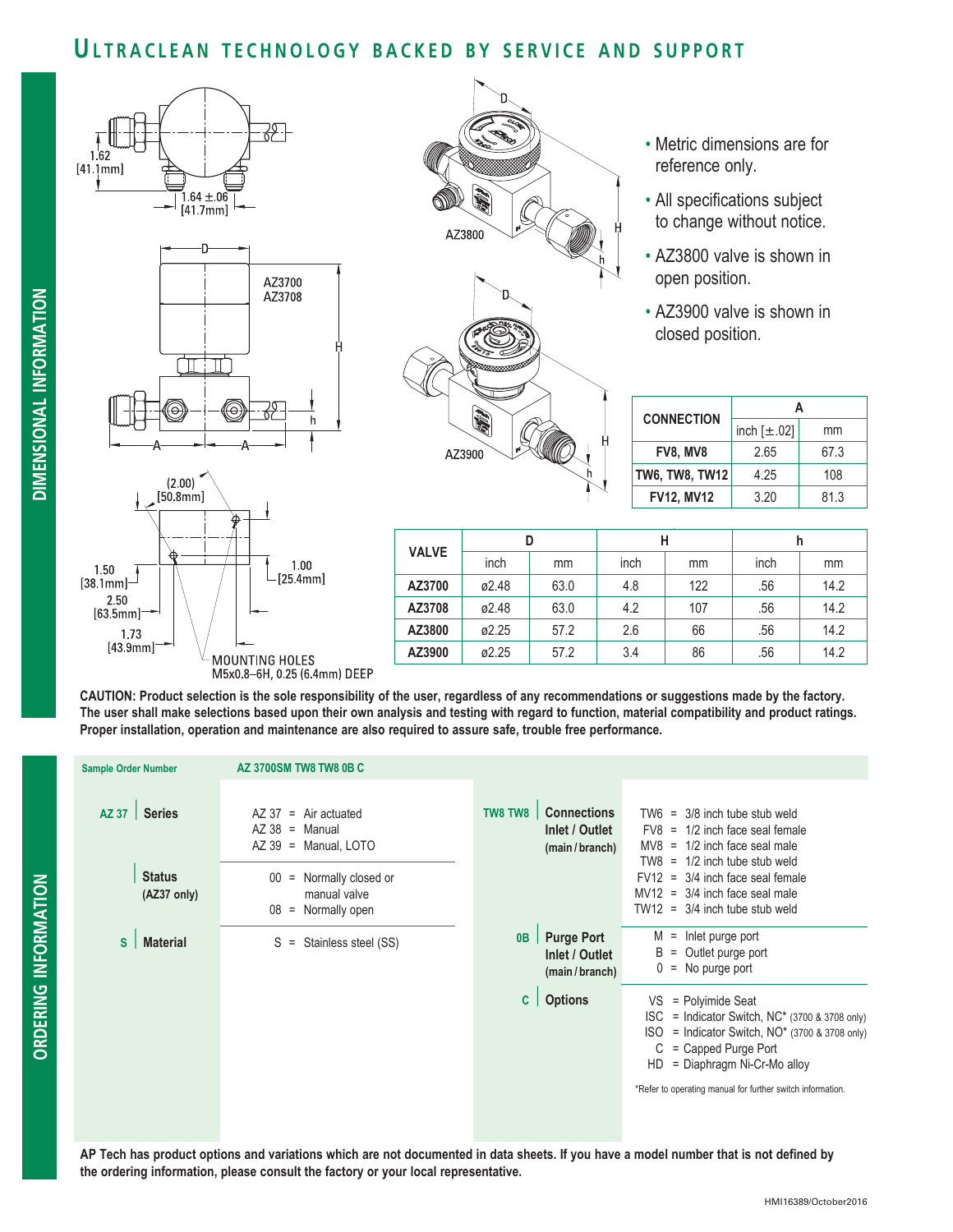## ULTRACLEAN TECHNOLOGY BACKED BY SERVICE AND SUPPORT

### DIMENSIONAL INFORMATION

1.62
[41.1mm]

1.64 ±.06
[41.7mm]

D

AZ3700
AZ3708

H

h

A A

(2.00)
[50.8mm]

1.50
[38.1mm]

2.50
[63.5mm]

1.73
[43.9mm]

1.00
[25.4mm]

MOUNTING HOLES
M5x0.8–6H, 0.25 (6.4mm) DEEP

AZ3800

AZ3900

- Metric dimensions are for reference only.
- All specifications subject to change without notice.
- AZ3800 valve is shown in open position.
- AZ3900 valve is shown in closed position.

| CONNECTION | A | |
|---|---|---|
| | inch [±.02] | mm |
| FV8, MV8 | 2.65 | 67.3 |
| TW6, TW8, TW12 | 4.25 | 108 |
| FV12, MV12 | 3.20 | 81.3 |

| VALVE | D | | H | | h | |
|---|---|---|---|---|---|---|
| | inch | mm | inch | mm | inch | mm |
| AZ3700 | ø2.48 | 63.0 | 4.8 | 122 | .56 | 14.2 |
| AZ3708 | ø2.48 | 63.0 | 4.2 | 107 | .56 | 14.2 |
| AZ3800 | ø2.25 | 57.2 | 2.6 | 66 | .56 | 14.2 |
| AZ3900 | ø2.25 | 57.2 | 3.4 | 86 | .56 | 14.2 |

**CAUTION: Product selection is the sole responsibility of the user, regardless of any recommendations or suggestions made by the factory. The user shall make selections based upon their own analysis and testing with regard to function, material compatibility and product ratings. Proper installation, operation and maintenance are also required to assure safe, trouble free performance.**

### ORDERING INFORMATION

**Sample Order Number** **AZ 3700SM TW8 TW8 0B C**

**AZ 37 | Series**
- AZ 37 = Air actuated
- AZ 38 = Manual
- AZ 39 = Manual, LOTO

**| Status (AZ37 only)**
- 00 = Normally closed or manual valve
- 08 = Normally open

**S | Material**
- S = Stainless steel (SS)

**TW8 TW8 | Connections Inlet / Outlet (main / branch)**
- TW6 = 3/8 inch tube stub weld
- FV8 = 1/2 inch face seal female
- MV8 = 1/2 inch face seal male
- TW8 = 1/2 inch tube stub weld
- FV12 = 3/4 inch face seal female
- MV12 = 3/4 inch face seal male
- TW12 = 3/4 inch tube stub weld

**0B | Purge Port Inlet / Outlet (main / branch)**
- M = Inlet purge port
- B = Outlet purge port
- 0 = No purge port

**C | Options**
- VS = Polyimide Seat
- ISC = Indicator Switch, NC* (3700 & 3708 only)
- ISO = Indicator Switch, NO* (3700 & 3708 only)
- C = Capped Purge Port
- HD = Diaphragm Ni-Cr-Mo alloy

*Refer to operating manual for further switch information.

**AP Tech has product options and variations which are not documented in data sheets. If you have a model number that is not defined by the ordering information, please consult the factory or your local representative.**

HMI16389/October2016